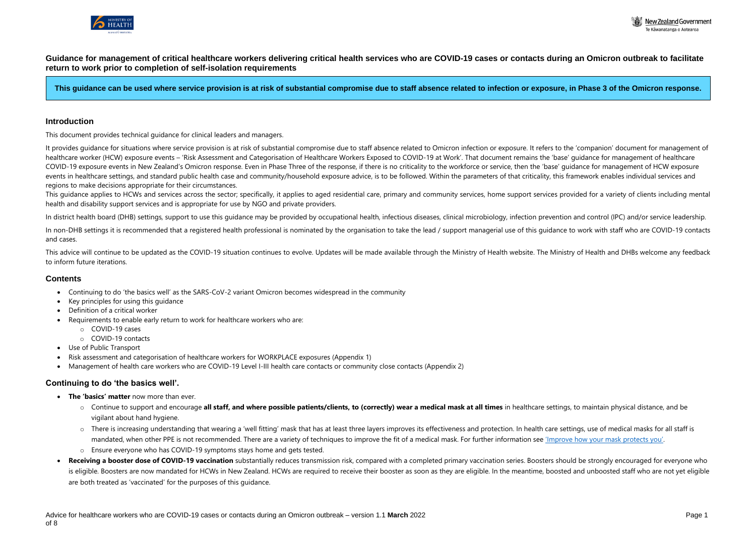**Guidance for management of critical healthcare workers delivering critical health services who are COVID-19 cases or contacts during an Omicron outbreak to facilitate return to work prior to completion of self-isolation requirements**

**This guidance can be used where service provision is at risk of substantial compromise due to staff absence related to infection or exposure, in Phase 3 of the Omicron response.**

## Introduction

This document provides technical guidance for clinical leaders and managers.

It provides guidance for situations where service provision is at risk of substantial compromise due to staff absence related to Omicron infection or exposure. It refers to the 'companion' document for management of healthcare worker (HCW) exposure events – 'Risk Assessment and Categorisation of Healthcare Workers Exposed to COVID-19 at Work'. That document remains the 'base' guidance for management of healthcare COVID-19 exposure events in New Zealand's Omicron response. Even in Phase Three of the response, if there is no criticality to the workforce or service, then the 'base' guidance for management of HCW exposure events in healthcare settings, and standard public health case and community/household exposure advice, is to be followed. Within the parameters of that criticality, this framework enables individual services and regions to make decisions appropriate for their circumstances.

This guidance applies to HCWs and services across the sector; specifically, it applies to aged residential care, primary and community services, home support services provided for a variety of clients including mental health and disability support services and is appropriate for use by NGO and private providers.

In district health board (DHB) settings, support to use this guidance may be provided by occupational health, infectious diseases, clinical microbiology, infection prevention and control (IPC) and/or service leadership.

In non-DHB settings it is recommended that a registered health professional is nominated by the organisation to take the lead / support managerial use of this guidance to work with staff who are COVID-19 contacts and cases.

This advice will continue to be updated as the COVID-19 situation continues to evolve. Updates will be made available through the Ministry of Health website. The Ministry of Health and DHBs welcome any feedback to inform future iterations.

## Contents

- Continuing to do 'the basics well' as the SARS-CoV-2 variant Omicron becomes widespread in the community
- Key principles for using this guidance
- Definition of a critical worker
- Requirements to enable early return to work for healthcare workers who are:
  - COVID-19 cases
  - COVID-19 contacts
- Use of Public Transport
- Risk assessment and categorisation of healthcare workers for WORKPLACE exposures (Appendix 1)
- Management of health care workers who are COVID-19 Level I-III health care contacts or community close contacts (Appendix 2)

## Continuing to do 'the basics well'.

- **The 'basics' matter** now more than ever.
  - Continue to support and encourage **all staff, and where possible patients/clients, to (correctly) wear a medical mask at all times** in healthcare settings, to maintain physical distance, and be vigilant about hand hygiene.
  - There is increasing understanding that wearing a 'well fitting' mask that has at least three layers improves its effectiveness and protection. In health care settings, use of medical masks for all staff is mandated, when other PPE is not recommended. There are a variety of techniques to improve the fit of a medical mask. For further information see 'Improve how your mask protects you'.
  - Ensure everyone who has COVID-19 symptoms stays home and gets tested.
- **Receiving a booster dose of COVID-19 vaccination** substantially reduces transmission risk, compared with a completed primary vaccination series. Boosters should be strongly encouraged for everyone who is eligible. Boosters are now mandated for HCWs in New Zealand. HCWs are required to receive their booster as soon as they are eligible. In the meantime, boosted and unboosted staff who are not yet eligible are both treated as 'vaccinated' for the purposes of this guidance.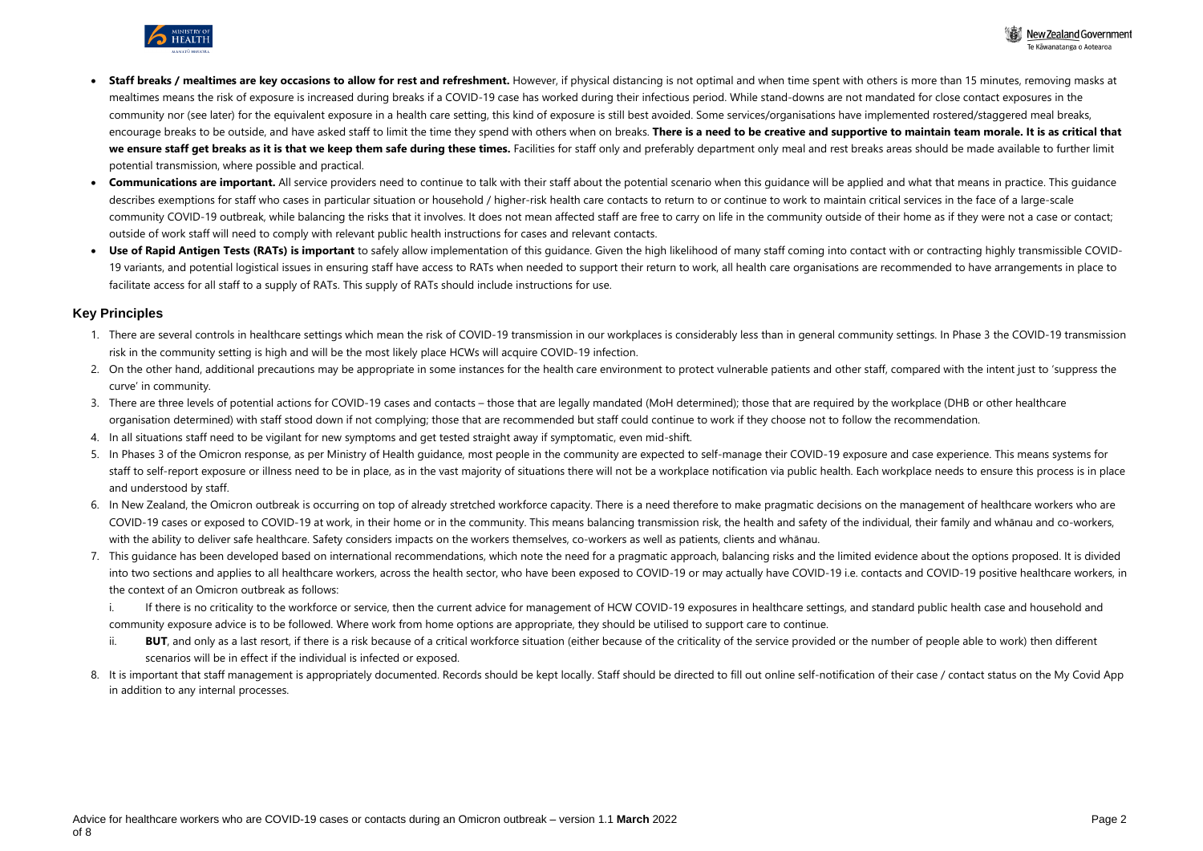- **Staff breaks / mealtimes are key occasions to allow for rest and refreshment.** However, if physical distancing is not optimal and when time spent with others is more than 15 minutes, removing masks at mealtimes means the risk of exposure is increased during breaks if a COVID-19 case has worked during their infectious period. While stand-downs are not mandated for close contact exposures in the community nor (see later) for the equivalent exposure in a health care setting, this kind of exposure is still best avoided. Some services/organisations have implemented rostered/staggered meal breaks, encourage breaks to be outside, and have asked staff to limit the time they spend with others when on breaks. **There is a need to be creative and supportive to maintain team morale. It is as critical that we ensure staff get breaks as it is that we keep them safe during these times.** Facilities for staff only and preferably department only meal and rest breaks areas should be made available to further limit potential transmission, where possible and practical.
- **Communications are important.** All service providers need to continue to talk with their staff about the potential scenario when this guidance will be applied and what that means in practice. This guidance describes exemptions for staff who cases in particular situation or household / higher-risk health care contacts to return to or continue to work to maintain critical services in the face of a large-scale community COVID-19 outbreak, while balancing the risks that it involves. It does not mean affected staff are free to carry on life in the community outside of their home as if they were not a case or contact; outside of work staff will need to comply with relevant public health instructions for cases and relevant contacts.
- **Use of Rapid Antigen Tests (RATs) is important** to safely allow implementation of this guidance. Given the high likelihood of many staff coming into contact with or contracting highly transmissible COVID-19 variants, and potential logistical issues in ensuring staff have access to RATs when needed to support their return to work, all health care organisations are recommended to have arrangements in place to facilitate access for all staff to a supply of RATs. This supply of RATs should include instructions for use.

## Key Principles

1. There are several controls in healthcare settings which mean the risk of COVID-19 transmission in our workplaces is considerably less than in general community settings. In Phase 3 the COVID-19 transmission risk in the community setting is high and will be the most likely place HCWs will acquire COVID-19 infection.
2. On the other hand, additional precautions may be appropriate in some instances for the health care environment to protect vulnerable patients and other staff, compared with the intent just to 'suppress the curve' in community.
3. There are three levels of potential actions for COVID-19 cases and contacts – those that are legally mandated (MoH determined); those that are required by the workplace (DHB or other healthcare organisation determined) with staff stood down if not complying; those that are recommended but staff could continue to work if they choose not to follow the recommendation.
4. In all situations staff need to be vigilant for new symptoms and get tested straight away if symptomatic, even mid-shift.
5. In Phases 3 of the Omicron response, as per Ministry of Health guidance, most people in the community are expected to self-manage their COVID-19 exposure and case experience. This means systems for staff to self-report exposure or illness need to be in place, as in the vast majority of situations there will not be a workplace notification via public health. Each workplace needs to ensure this process is in place and understood by staff.
6. In New Zealand, the Omicron outbreak is occurring on top of already stretched workforce capacity. There is a need therefore to make pragmatic decisions on the management of healthcare workers who are COVID-19 cases or exposed to COVID-19 at work, in their home or in the community. This means balancing transmission risk, the health and safety of the individual, their family and whānau and co-workers, with the ability to deliver safe healthcare. Safety considers impacts on the workers themselves, co-workers as well as patients, clients and whānau.
7. This guidance has been developed based on international recommendations, which note the need for a pragmatic approach, balancing risks and the limited evidence about the options proposed. It is divided into two sections and applies to all healthcare workers, across the health sector, who have been exposed to COVID-19 or may actually have COVID-19 i.e. contacts and COVID-19 positive healthcare workers, in the context of an Omicron outbreak as follows:

   i. If there is no criticality to the workforce or service, then the current advice for management of HCW COVID-19 exposures in healthcare settings, and standard public health case and household and community exposure advice is to be followed. Where work from home options are appropriate, they should be utilised to support care to continue.

   ii. **BUT**, and only as a last resort, if there is a risk because of a critical workforce situation (either because of the criticality of the service provided or the number of people able to work) then different scenarios will be in effect if the individual is infected or exposed.
8. It is important that staff management is appropriately documented. Records should be kept locally. Staff should be directed to fill out online self-notification of their case / contact status on the My Covid App in addition to any internal processes.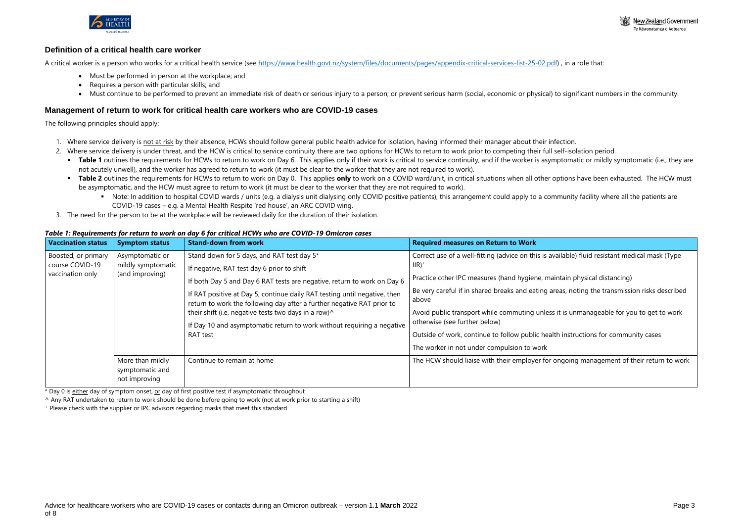## Definition of a critical health care worker

A critical worker is a person who works for a critical health service (see https://www.health.govt.nz/system/files/documents/pages/appendix-critical-services-list-25-02.pdf) , in a role that:

- Must be performed in person at the workplace; and
- Requires a person with particular skills; and
- Must continue to be performed to prevent an immediate risk of death or serious injury to a person; or prevent serious harm (social, economic or physical) to significant numbers in the community.

## Management of return to work for critical health care workers who are COVID-19 cases

The following principles should apply:

1. Where service delivery is not at risk by their absence, HCWs should follow general public health advice for isolation, having informed their manager about their infection.
2. Where service delivery is under threat, and the HCW is critical to service continuity there are two options for HCWs to return to work prior to competing their full self-isolation period.
   - **Table 1** outlines the requirements for HCWs to return to work on Day 6. This applies only if their work is critical to service continuity, and if the worker is asymptomatic or mildly symptomatic (i.e., they are not acutely unwell), and the worker has agreed to return to work (it must be clear to the worker that they are not required to work).
   - **Table 2** outlines the requirements for HCWs to return to work on Day 0. This applies **only** to work on a COVID ward/unit, in critical situations when all other options have been exhausted. The HCW must be asymptomatic, and the HCW must agree to return to work (it must be clear to the worker that they are not required to work).
     - Note: In addition to hospital COVID wards / units (e.g. a dialysis unit dialysing only COVID positive patients), this arrangement could apply to a community facility where all the patients are COVID-19 cases – e.g. a Mental Health Respite 'red house', an ARC COVID wing.
3. The need for the person to be at the workplace will be reviewed daily for the duration of their isolation.

***Table 1: Requirements for return to work on day 6 for critical HCWs who are COVID-19 Omicron cases***

| Vaccination status | Symptom status | Stand-down from work | Required measures on Return to Work |
|---|---|---|---|
| Boosted, or primary course COVID-19 vaccination only | Asymptomatic or mildly symptomatic (and improving) | Stand down for 5 days, and RAT test day 5*<br>If negative, RAT test day 6 prior to shift<br>If both Day 5 and Day 6 RAT tests are negative, return to work on Day 6<br>If RAT positive at Day 5, continue daily RAT testing until negative, then return to work the following day after a further negative RAT prior to their shift (i.e. negative tests two days in a row)^<br>If Day 10 and asymptomatic return to work without requiring a negative RAT test | Correct use of a well-fitting (advice on this is available) fluid resistant medical mask (Type IIR)+<br>Practice other IPC measures (hand hygiene, maintain physical distancing)<br>Be very careful if in shared breaks and eating areas, noting the transmission risks described above<br>Avoid public transport while commuting unless it is unmanageable for you to get to work otherwise (see further below)<br>Outside of work, continue to follow public health instructions for community cases<br>The worker in not under compulsion to work |
| | More than mildly symptomatic and not improving | Continue to remain at home | The HCW should liaise with their employer for ongoing management of their return to work |

\* Day 0 is either day of symptom onset, or day of first positive test if asymptomatic throughout

^ Any RAT undertaken to return to work should be done before going to work (not at work prior to starting a shift)

+ Please check with the supplier or IPC advisors regarding masks that meet this standard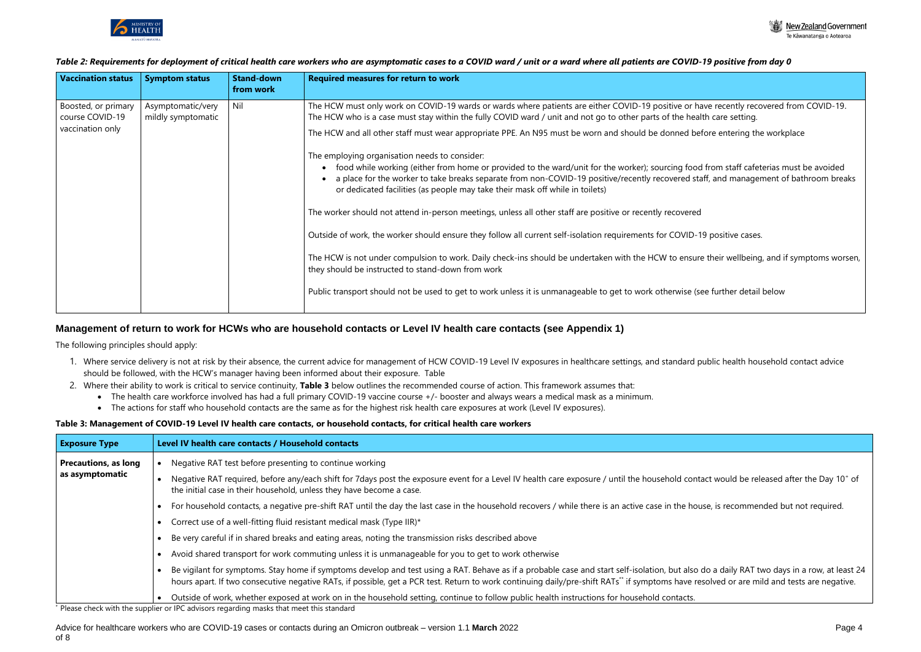*Table 2: Requirements for deployment of critical health care workers who are asymptomatic cases to a COVID ward / unit or a ward where all patients are COVID-19 positive from day 0*

| Vaccination status | Symptom status | Stand-down from work | Required measures for return to work |
|---|---|---|---|
| Boosted, or primary course COVID-19 vaccination only | Asymptomatic/very mildly symptomatic | Nil | The HCW must only work on COVID-19 wards or wards where patients are either COVID-19 positive or have recently recovered from COVID-19. The HCW who is a case must stay within the fully COVID ward / unit and not go to other parts of the health care setting.<br><br>The HCW and all other staff must wear appropriate PPE. An N95 must be worn and should be donned before entering the workplace<br><br>The employing organisation needs to consider:<br>• food while working (either from home or provided to the ward/unit for the worker); sourcing food from staff cafeterias must be avoided<br>• a place for the worker to take breaks separate from non-COVID-19 positive/recently recovered staff, and management of bathroom breaks or dedicated facilities (as people may take their mask off while in toilets)<br><br>The worker should not attend in-person meetings, unless all other staff are positive or recently recovered<br><br>Outside of work, the worker should ensure they follow all current self-isolation requirements for COVID-19 positive cases.<br><br>The HCW is not under compulsion to work. Daily check-ins should be undertaken with the HCW to ensure their wellbeing, and if symptoms worsen, they should be instructed to stand-down from work<br><br>Public transport should not be used to get to work unless it is unmanageable to get to work otherwise (see further detail below |

## Management of return to work for HCWs who are household contacts or Level IV health care contacts (see Appendix 1)

The following principles should apply:

1. Where service delivery is not at risk by their absence, the current advice for management of HCW COVID-19 Level IV exposures in healthcare settings, and standard public health household contact advice should be followed, with the HCW's manager having been informed about their exposure. Table
2. Where their ability to work is critical to service continuity, **Table 3** below outlines the recommended course of action. This framework assumes that:
   - The health care workforce involved has had a full primary COVID-19 vaccine course +/- booster and always wears a medical mask as a minimum.
   - The actions for staff who household contacts are the same as for the highest risk health care exposures at work (Level IV exposures).

**Table 3: Management of COVID-19 Level IV health care contacts, or household contacts, for critical health care workers**

| Exposure Type | Level IV health care contacts / Household contacts |
|---|---|
| **Precautions, as long as asymptomatic** | • Negative RAT test before presenting to continue working<br>• Negative RAT required, before any/each shift for 7days post the exposure event for a Level IV health care exposure / until the household contact would be released after the Day 10[+] of the initial case in their household, unless they have become a case.<br>• For household contacts, a negative pre-shift RAT until the day the last case in the household recovers / while there is an active case in the house, is recommended but not required.<br>• Correct use of a well-fitting fluid resistant medical mask (Type IIR)*<br>• Be very careful if in shared breaks and eating areas, noting the transmission risks described above<br>• Avoid shared transport for work commuting unless it is unmanageable for you to get to work otherwise<br>• Be vigilant for symptoms. Stay home if symptoms develop and test using a RAT. Behave as if a probable case and start self-isolation, but also do a daily RAT two days in a row, at least 24 hours apart. If two consecutive negative RATs, if possible, get a PCR test. Return to work continuing daily/pre-shift RATs** if symptoms have resolved or are mild and tests are negative.<br>• Outside of work, whether exposed at work on in the household setting, continue to follow public health instructions for household contacts. |

\* Please check with the supplier or IPC advisors regarding masks that meet this standard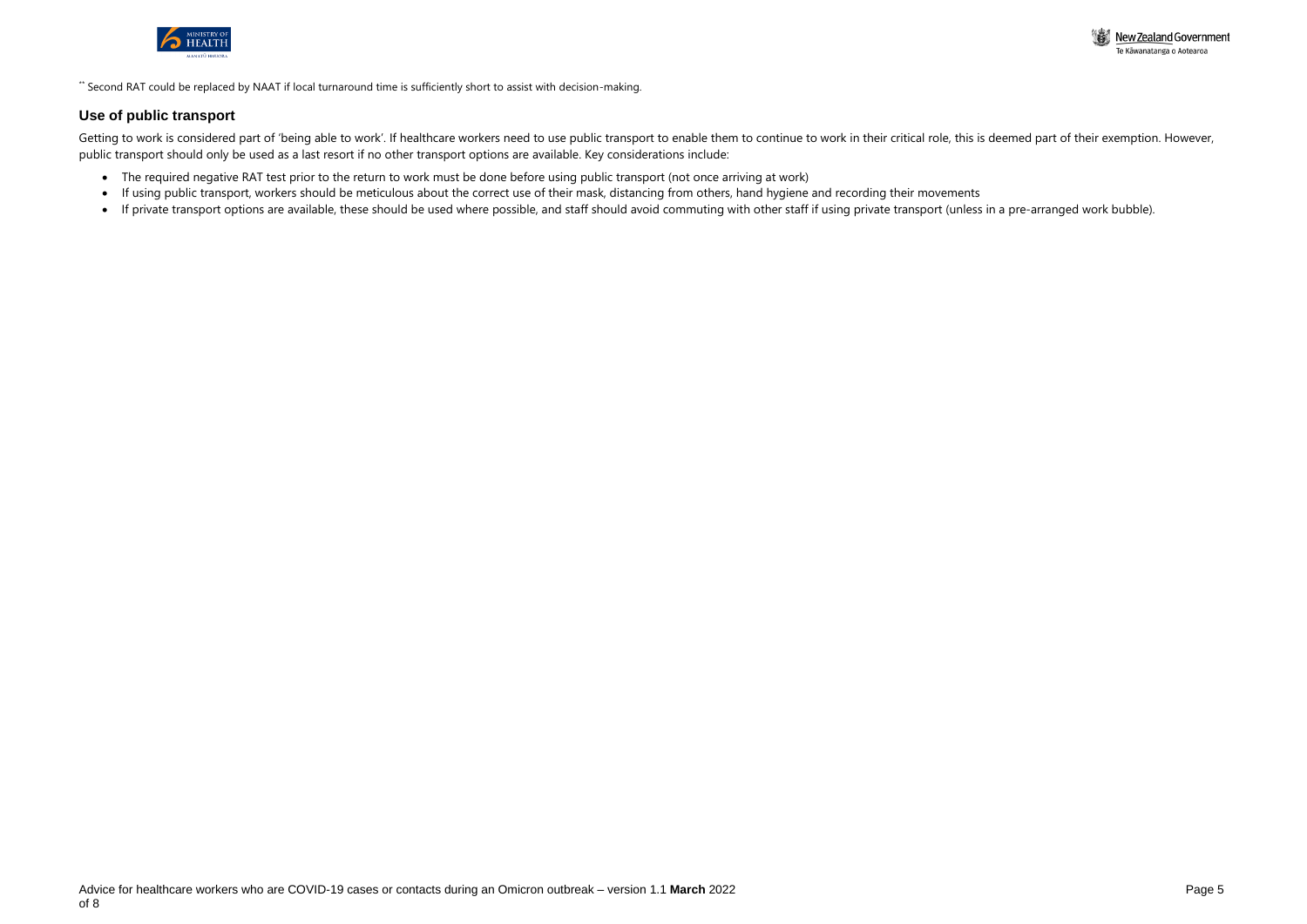[**] Second RAT could be replaced by NAAT if local turnaround time is sufficiently short to assist with decision-making.

## Use of public transport

Getting to work is considered part of 'being able to work'. If healthcare workers need to use public transport to enable them to continue to work in their critical role, this is deemed part of their exemption. However, public transport should only be used as a last resort if no other transport options are available. Key considerations include:

- The required negative RAT test prior to the return to work must be done before using public transport (not once arriving at work)
- If using public transport, workers should be meticulous about the correct use of their mask, distancing from others, hand hygiene and recording their movements
- If private transport options are available, these should be used where possible, and staff should avoid commuting with other staff if using private transport (unless in a pre-arranged work bubble).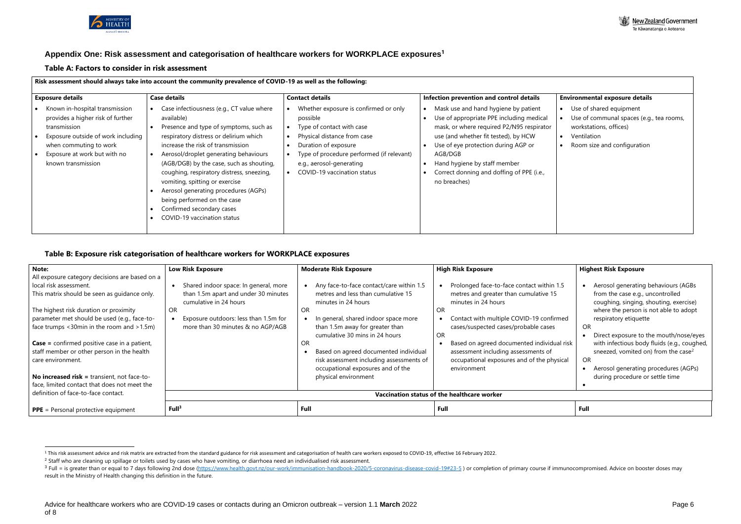## Appendix One: Risk assessment and categorisation of healthcare workers for WORKPLACE exposures[1]

### Table A: Factors to consider in risk assessment

**Risk assessment should always take into account the community prevalence of COVID-19 as well as the following:**

| Exposure details | Case details | Contact details | Infection prevention and control details | Environmental exposure details |
|---|---|---|---|---|
| • Known in-hospital transmission provides a higher risk of further transmission<br>• Exposure outside of work including when commuting to work<br>• Exposure at work but with no known transmission | • Case infectiousness (e.g., CT value where available)<br>• Presence and type of symptoms, such as respiratory distress or delirium which increase the risk of transmission<br>• Aerosol/droplet generating behaviours (AGB/DGB) by the case, such as shouting, coughing, respiratory distress, sneezing, vomiting, spitting or exercise<br>• Aerosol generating procedures (AGPs) being performed on the case<br>• Confirmed secondary cases<br>• COVID-19 vaccination status | • Whether exposure is confirmed or only possible<br>• Type of contact with case<br>• Physical distance from case<br>• Duration of exposure<br>• Type of procedure performed (if relevant) e.g., aerosol-generating<br>• COVID-19 vaccination status | • Mask use and hand hygiene by patient<br>• Use of appropriate PPE including medical mask, or where required P2/N95 respirator use (and whether fit tested), by HCW<br>• Use of eye protection during AGP or AGB/DGB<br>• Hand hygiene by staff member<br>• Correct donning and doffing of PPE (i.e., no breaches) | • Use of shared equipment<br>• Use of communal spaces (e.g., tea rooms, workstations, offices)<br>• Ventilation<br>• Room size and configuration |

### Table B: Exposure risk categorisation of healthcare workers for WORKPLACE exposures

| Note: | Low Risk Exposure | Moderate Risk Exposure | High Risk Exposure | Highest Risk Exposure |
|---|---|---|---|---|
| All exposure category decisions are based on a local risk assessment.<br>This matrix should be seen as guidance only.<br><br>The highest risk duration or proximity parameter met should be used (e.g., face-to-face trumps <30min in the room and >1.5m)<br><br>**Case =** confirmed positive case in a patient, staff member or other person in the health care environment.<br><br>**No increased risk =** transient, not face-to-face, limited contact that does not meet the definition of face-to-face contact. | • Shared indoor space: In general, more than 1.5m apart and under 30 minutes cumulative in 24 hours<br>OR<br>• Exposure outdoors: less than 1.5m for more than 30 minutes & no AGP/AGB | • Any face-to-face contact/care within 1.5 metres and less than cumulative 15 minutes in 24 hours<br>OR<br>• In general, shared indoor space more than 1.5m away for greater than cumulative 30 mins in 24 hours<br>OR<br>• Based on agreed documented individual risk assessment including assessments of occupational exposures and of the physical environment | • Prolonged face-to-face contact within 1.5 metres and greater than cumulative 15 minutes in 24 hours<br>OR<br>• Contact with multiple COVID-19 confirmed cases/suspected cases/probable cases<br>OR<br>• Based on agreed documented individual risk assessment including assessments of occupational exposures and of the physical environment | • Aerosol generating behaviours (AGBs from the case e.g., uncontrolled coughing, singing, shouting, exercise) where the person is not able to adopt respiratory etiquette<br>OR<br>• Direct exposure to the mouth/nose/eyes with infectious body fluids (e.g., coughed, sneezed, vomited on) from the case[2]<br>OR<br>• Aerosol generating procedures (AGPs) during procedure or settle time<br>• |
| | **Vaccination status of the healthcare worker** | | | |
| **PPE** = Personal protective equipment | **Full**[3] | **Full** | **Full** | **Full** |

[1] This risk assessment advice and risk matrix are extracted from the standard guidance for risk assessment and categorisation of health care workers exposed to COVID-19, effective 16 February 2022.

[2] Staff who are cleaning up spillage or toilets used by cases who have vomiting, or diarrhoea need an individualised risk assessment.

[3] Full = is greater than or equal to 7 days following 2nd dose (https://www.health.govt.nz/our-work/immunisation-handbook-2020/5-coronavirus-disease-covid-19#23-5 ) or completion of primary course if immunocompromised. Advice on booster doses may result in the Ministry of Health changing this definition in the future.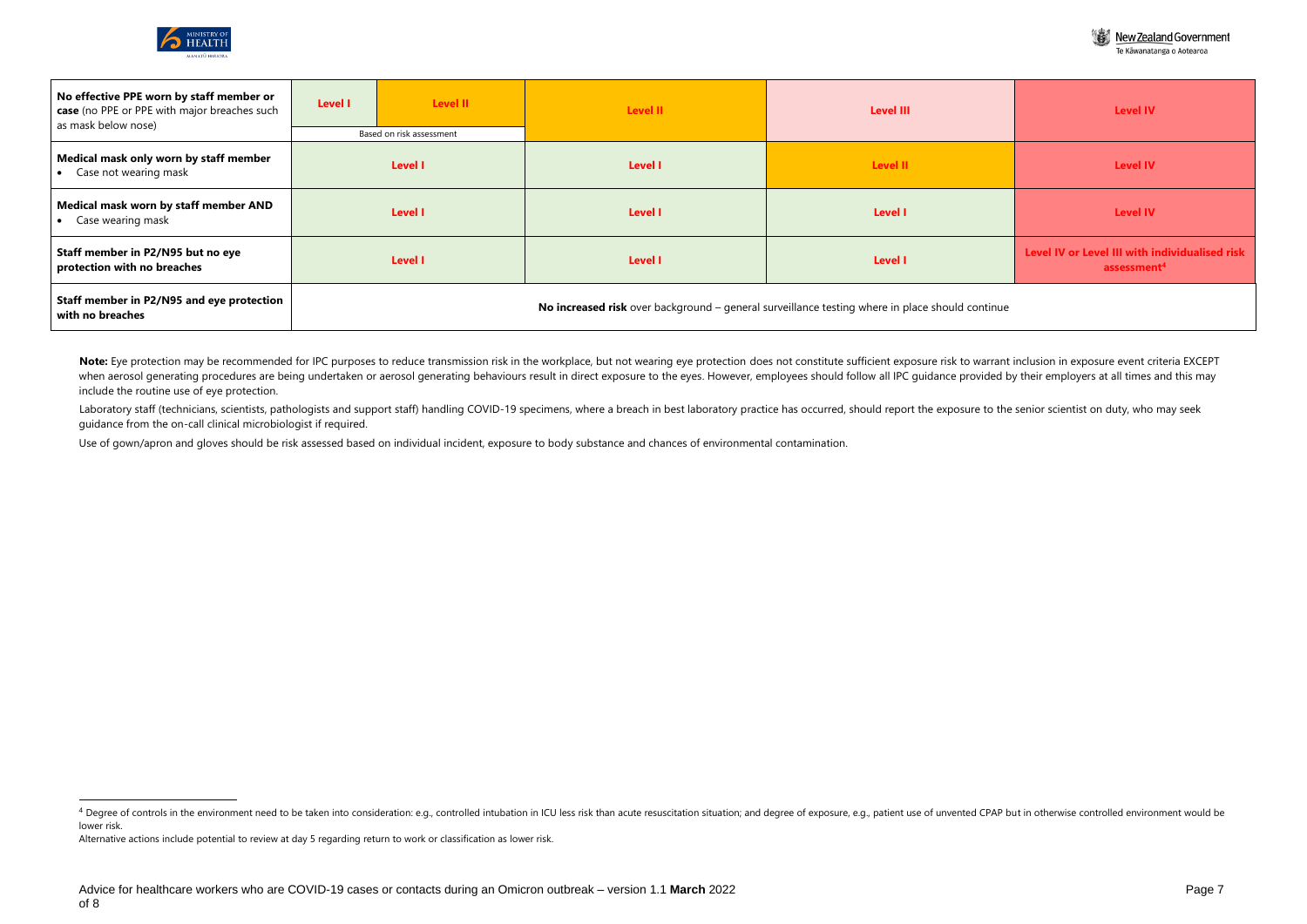| | | | | | |
|---|---|---|---|---|---|
| **No effective PPE worn by staff member or case** (no PPE or PPE with major breaches such as mask below nose) | **Level I** | **Level II** (Based on risk assessment) | **Level II** | **Level III** | **Level IV** |
| **Medical mask only worn by staff member**<br>• Case not wearing mask | **Level I** | | **Level I** | **Level II** | **Level IV** |
| **Medical mask worn by staff member AND**<br>• Case wearing mask | **Level I** | | **Level I** | **Level I** | **Level IV** |
| **Staff member in P2/N95 but no eye protection with no breaches** | **Level I** | | **Level I** | **Level I** | **Level IV or Level III with individualised risk assessment**[4] |
| **Staff member in P2/N95 and eye protection with no breaches** | **No increased risk** over background – general surveillance testing where in place should continue | | | | |

**Note:** Eye protection may be recommended for IPC purposes to reduce transmission risk in the workplace, but not wearing eye protection does not constitute sufficient exposure risk to warrant inclusion in exposure event criteria EXCEPT when aerosol generating procedures are being undertaken or aerosol generating behaviours result in direct exposure to the eyes. However, employees should follow all IPC guidance provided by their employers at all times and this may include the routine use of eye protection.

Laboratory staff (technicians, scientists, pathologists and support staff) handling COVID-19 specimens, where a breach in best laboratory practice has occurred, should report the exposure to the senior scientist on duty, who may seek guidance from the on-call clinical microbiologist if required.

Use of gown/apron and gloves should be risk assessed based on individual incident, exposure to body substance and chances of environmental contamination.

---

[4] Degree of controls in the environment need to be taken into consideration: e.g., controlled intubation in ICU less risk than acute resuscitation situation; and degree of exposure, e.g., patient use of unvented CPAP but in otherwise controlled environment would be lower risk.

Alternative actions include potential to review at day 5 regarding return to work or classification as lower risk.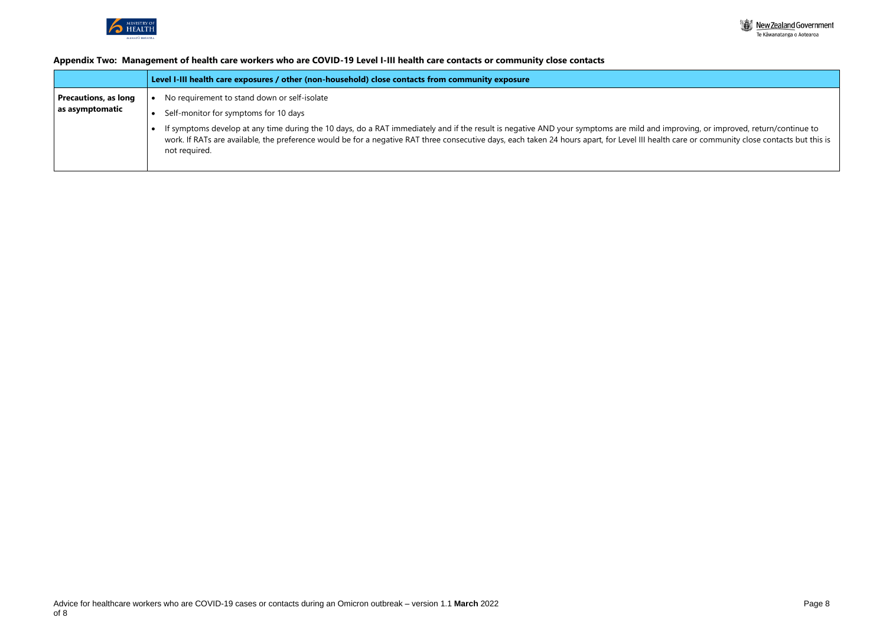## Appendix Two: Management of health care workers who are COVID-19 Level I-III health care contacts or community close contacts

| | Level I-III health care exposures / other (non-household) close contacts from community exposure |
|---|---|
| **Precautions, as long as asymptomatic** | • No requirement to stand down or self-isolate<br>• Self-monitor for symptoms for 10 days<br>• If symptoms develop at any time during the 10 days, do a RAT immediately and if the result is negative AND your symptoms are mild and improving, or improved, return/continue to work. If RATs are available, the preference would be for a negative RAT three consecutive days, each taken 24 hours apart, for Level III health care or community close contacts but this is not required. |